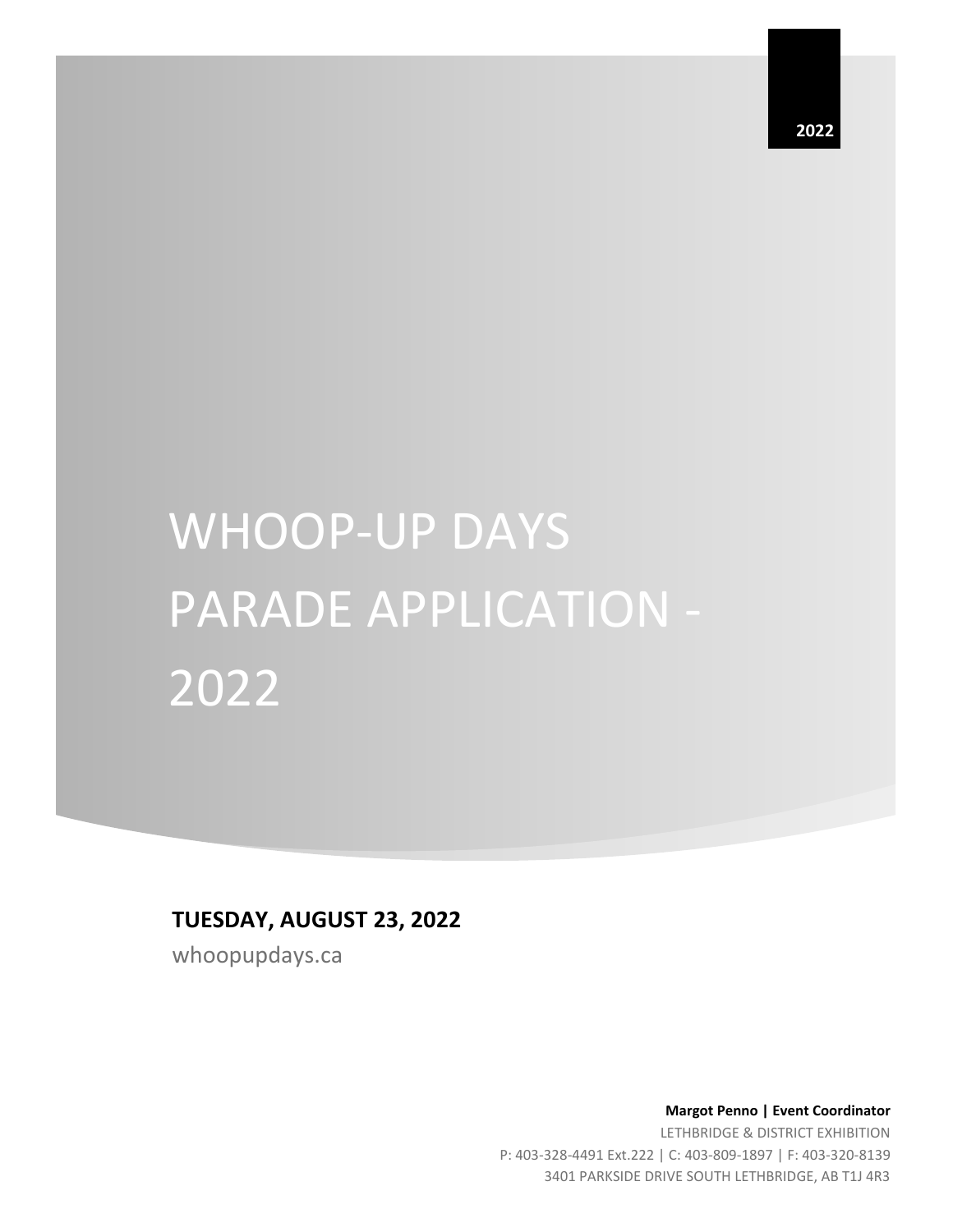2022

# WHOOP-UP DAYS PARADE APPLICATION - 2022

**TUESDAY, AUGUST 23, 2022**

whoopupdays.ca

**Margot Penno | Event Coordinator**

LETHBRIDGE & DISTRICT EXHIBITION

P: 403-328-4491 Ext.222 | C: 403-809-1897 | F: 403-320-8139

3401 PARKSIDE DRIVE SOUTH LETHBRIDGE, AB T1J 4R3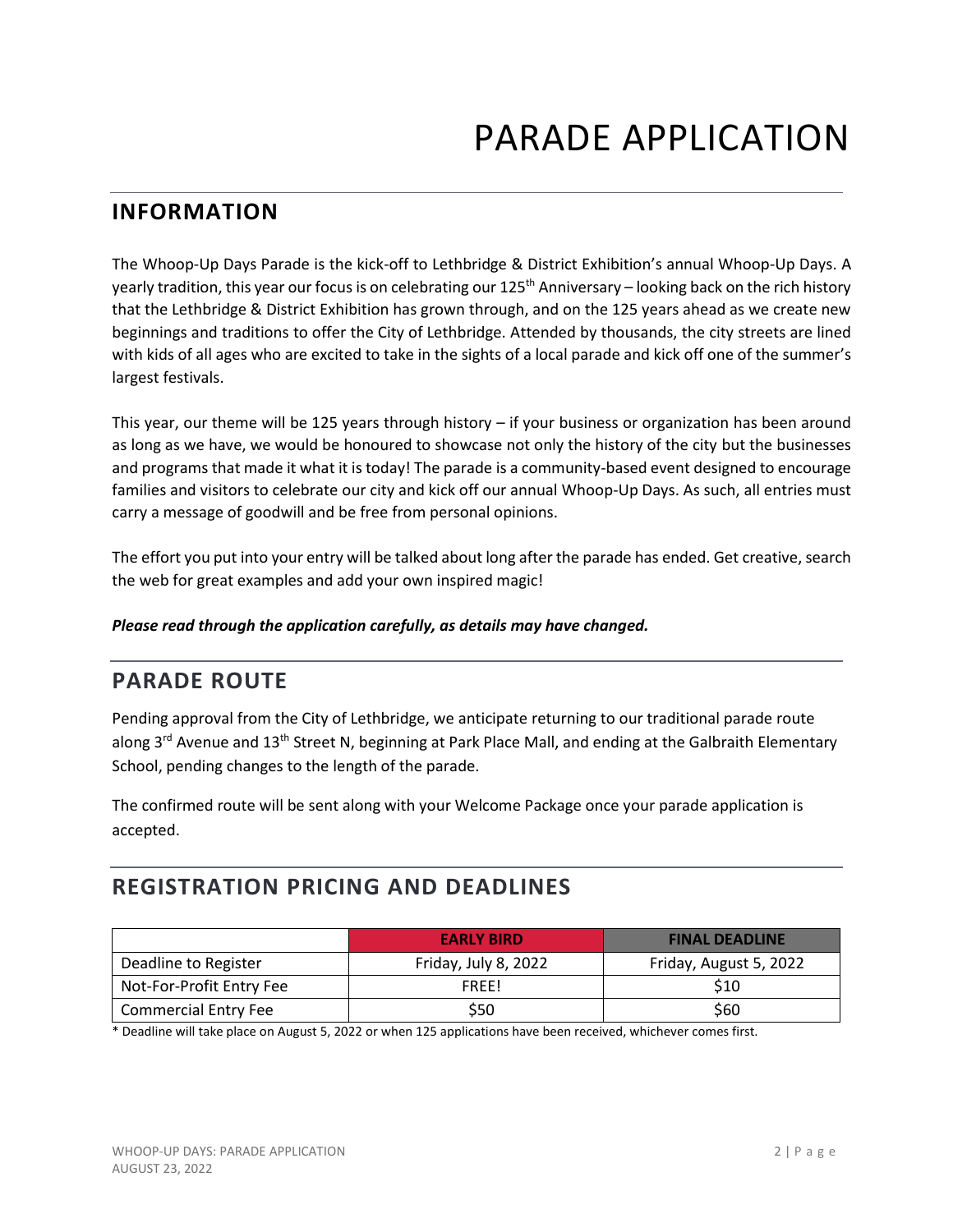# PARADE APPLICATION

## INFORMATION

The Whoop-Up Days Parade is the kick-off to Lethbridge & District Exhibition's annual Whoop-Up Days. A yearly tradition, this year our focus is on celebrating our 125th Anniversary – looking back on the rich history that the Lethbridge & District Exhibition has grown through, and on the 125 years ahead as we create new beginnings and traditions to offer the City of Lethbridge. Attended by thousands, the city streets are lined with kids of all ages who are excited to take in the sights of a local parade and kick off one of the summer's largest festivals.

This year, our theme will be 125 years through history – if your business or organization has been around as long as we have, we would be honoured to showcase not only the history of the city but the businesses and programs that made it what it is today! The parade is a community-based event designed to encourage families and visitors to celebrate our city and kick off our annual Whoop-Up Days. As such, all entries must carry a message of goodwill and be free from personal opinions.

The effort you put into your entry will be talked about long after the parade has ended. Get creative, search the web for great examples and add your own inspired magic!

***Please read through the application carefully, as details may have changed.***

## PARADE ROUTE

Pending approval from the City of Lethbridge, we anticipate returning to our traditional parade route along 3rd Avenue and 13th Street N, beginning at Park Place Mall, and ending at the Galbraith Elementary School, pending changes to the length of the parade.

The confirmed route will be sent along with your Welcome Package once your parade application is accepted.

## REGISTRATION PRICING AND DEADLINES

| | EARLY BIRD | FINAL DEADLINE |
|---|---|---|
| Deadline to Register | Friday, July 8, 2022 | Friday, August 5, 2022 |
| Not-For-Profit Entry Fee | FREE! | $10 |
| Commercial Entry Fee | $50 | $60 |

* Deadline will take place on August 5, 2022 or when 125 applications have been received, whichever comes first.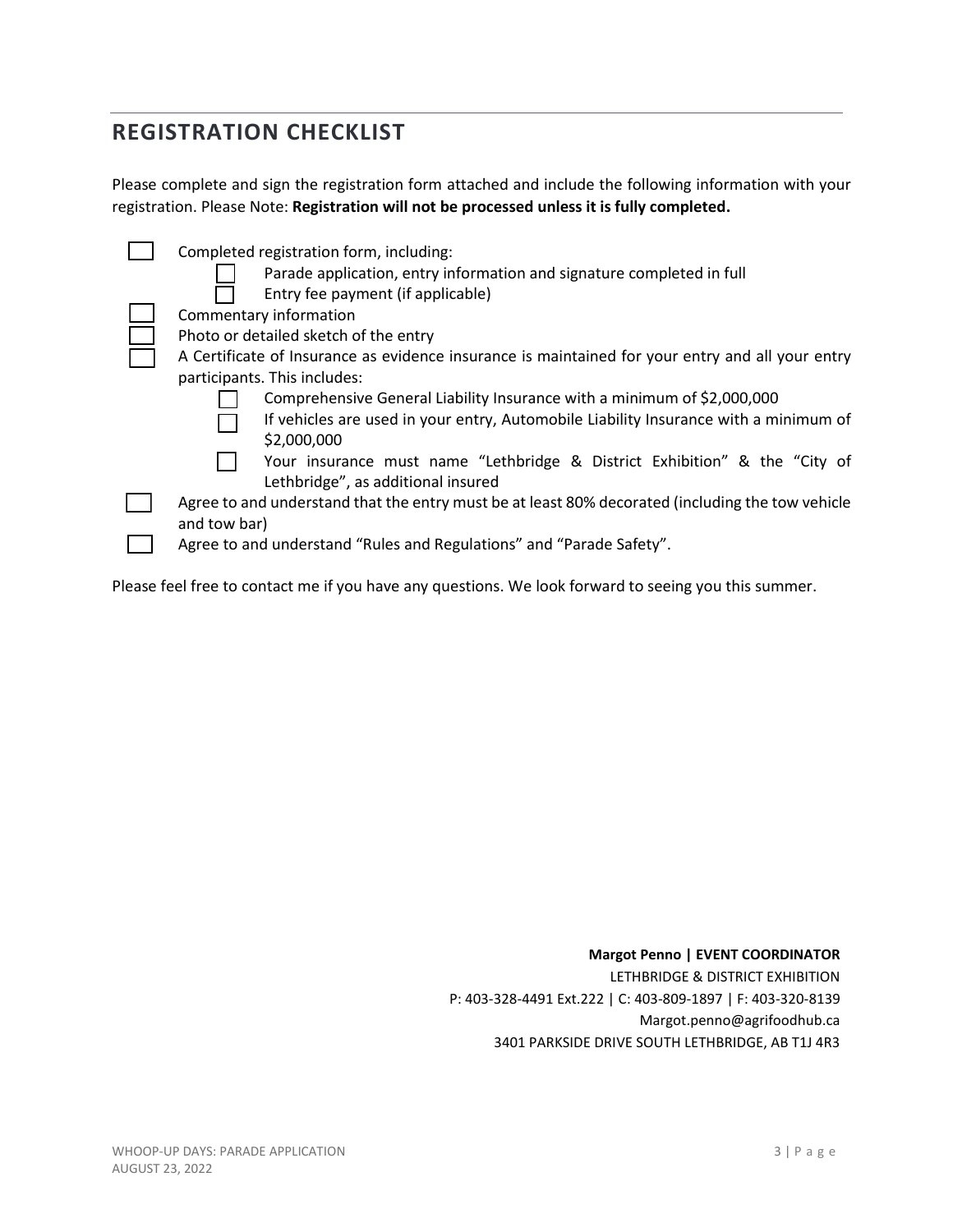## REGISTRATION CHECKLIST

Please complete and sign the registration form attached and include the following information with your registration. Please Note: **Registration will not be processed unless it is fully completed.**

- [ ] Completed registration form, including:
  - [ ] Parade application, entry information and signature completed in full
  - [ ] Entry fee payment (if applicable)
- [ ] Commentary information
- [ ] Photo or detailed sketch of the entry
- [ ] A Certificate of Insurance as evidence insurance is maintained for your entry and all your entry participants. This includes:
  - [ ] Comprehensive General Liability Insurance with a minimum of $2,000,000
  - [ ] If vehicles are used in your entry, Automobile Liability Insurance with a minimum of $2,000,000
  - [ ] Your insurance must name "Lethbridge & District Exhibition" & the "City of Lethbridge", as additional insured
- [ ] Agree to and understand that the entry must be at least 80% decorated (including the tow vehicle and tow bar)
- [ ] Agree to and understand "Rules and Regulations" and "Parade Safety".

Please feel free to contact me if you have any questions. We look forward to seeing you this summer.

**Margot Penno | EVENT COORDINATOR**
LETHBRIDGE & DISTRICT EXHIBITION
P: 403-328-4491 Ext.222 | C: 403-809-1897 | F: 403-320-8139
Margot.penno@agrifoodhub.ca
3401 PARKSIDE DRIVE SOUTH LETHBRIDGE, AB T1J 4R3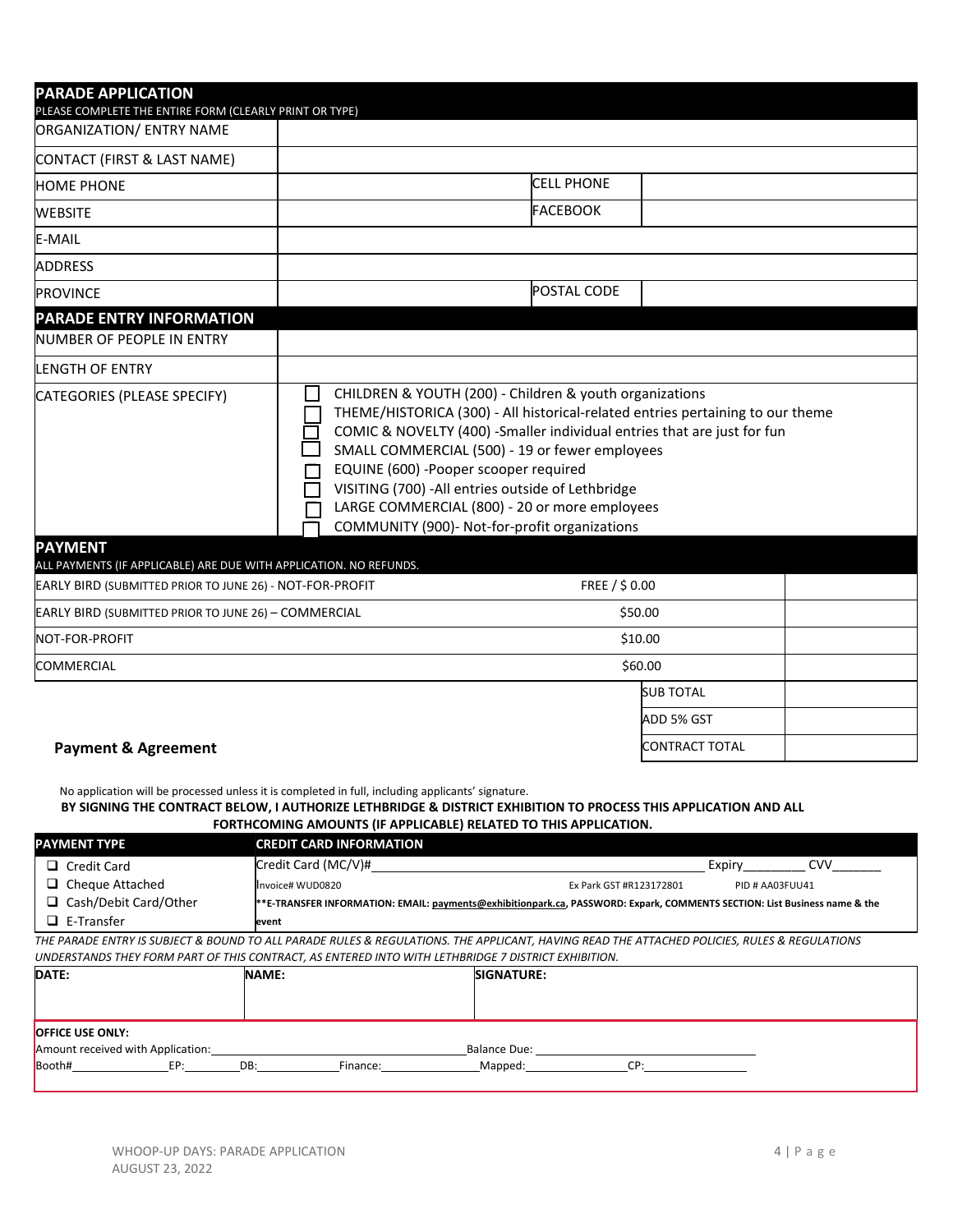## PARADE APPLICATION

PLEASE COMPLETE THE ENTIRE FORM (CLEARLY PRINT OR TYPE)

| | | | |
|---|---|---|---|
| ORGANIZATION/ ENTRY NAME | | | |
| CONTACT (FIRST & LAST NAME) | | | |
| HOME PHONE | | CELL PHONE | |
| WEBSITE | | FACEBOOK | |
| E-MAIL | | | |
| ADDRESS | | | |
| PROVINCE | | POSTAL CODE | |

## PARADE ENTRY INFORMATION

| | |
|---|---|
| NUMBER OF PEOPLE IN ENTRY | |
| LENGTH OF ENTRY | |
| CATEGORIES (PLEASE SPECIFY) | ☐ CHILDREN & YOUTH (200) - Children & youth organizations<br>☐ THEME/HISTORICA (300) - All historical-related entries pertaining to our theme<br>☐ COMIC & NOVELTY (400) -Smaller individual entries that are just for fun<br>☐ SMALL COMMERCIAL (500) - 19 or fewer employees<br>☐ EQUINE (600) -Pooper scooper required<br>☐ VISITING (700) -All entries outside of Lethbridge<br>☐ LARGE COMMERCIAL (800) - 20 or more employees<br>☐ COMMUNITY (900)- Not-for-profit organizations |

## PAYMENT

ALL PAYMENTS (IF APPLICABLE) ARE DUE WITH APPLICATION. NO REFUNDS.

| | | |
|---|---|---|
| EARLY BIRD (SUBMITTED PRIOR TO JUNE 26) - NOT-FOR-PROFIT | FREE / $ 0.00 | |
| EARLY BIRD (SUBMITTED PRIOR TO JUNE 26) – COMMERCIAL | $50.00 | |
| NOT-FOR-PROFIT | $10.00 | |
| COMMERCIAL | $60.00 | |
| | SUB TOTAL | |
| | ADD 5% GST | |
| | CONTRACT TOTAL | |

### Payment & Agreement

No application will be processed unless it is completed in full, including applicants' signature.

**BY SIGNING THE CONTRACT BELOW, I AUTHORIZE LETHBRIDGE & DISTRICT EXHIBITION TO PROCESS THIS APPLICATION AND ALL FORTHCOMING AMOUNTS (IF APPLICABLE) RELATED TO THIS APPLICATION.**

| PAYMENT TYPE | CREDIT CARD INFORMATION |
|---|---|
| ☐ Credit Card | Credit Card (MC/V)#\_\_\_\_\_\_\_\_\_\_ Expiry\_\_\_\_\_\_ CVV\_\_\_\_\_\_ |
| ☐ Cheque Attached | Invoice# WUD0820 Ex Park GST #R123172801 PID # AA03FUU41 |
| ☐ Cash/Debit Card/Other | **\*\*E-TRANSFER INFORMATION: EMAIL: payments@exhibitionpark.ca, PASSWORD: Expark, COMMENTS SECTION: List Business name & the event** |
| ☐ E-Transfer | |

*THE PARADE ENTRY IS SUBJECT & BOUND TO ALL PARADE RULES & REGULATIONS. THE APPLICANT, HAVING READ THE ATTACHED POLICIES, RULES & REGULATIONS UNDERSTANDS THEY FORM PART OF THIS CONTRACT, AS ENTERED INTO WITH LETHBRIDGE 7 DISTRICT EXHIBITION.*

| DATE: | NAME: | SIGNATURE: |
|---|---|---|
| | | |

**OFFICE USE ONLY:**

Amount received with Application:\_\_\_\_\_\_\_\_\_\_ Balance Due:\_\_\_\_\_\_\_\_\_\_

Booth#\_\_\_\_\_\_ EP:\_\_\_\_\_\_ DB:\_\_\_\_\_\_ Finance:\_\_\_\_\_\_ Mapped:\_\_\_\_\_\_ CP:\_\_\_\_\_\_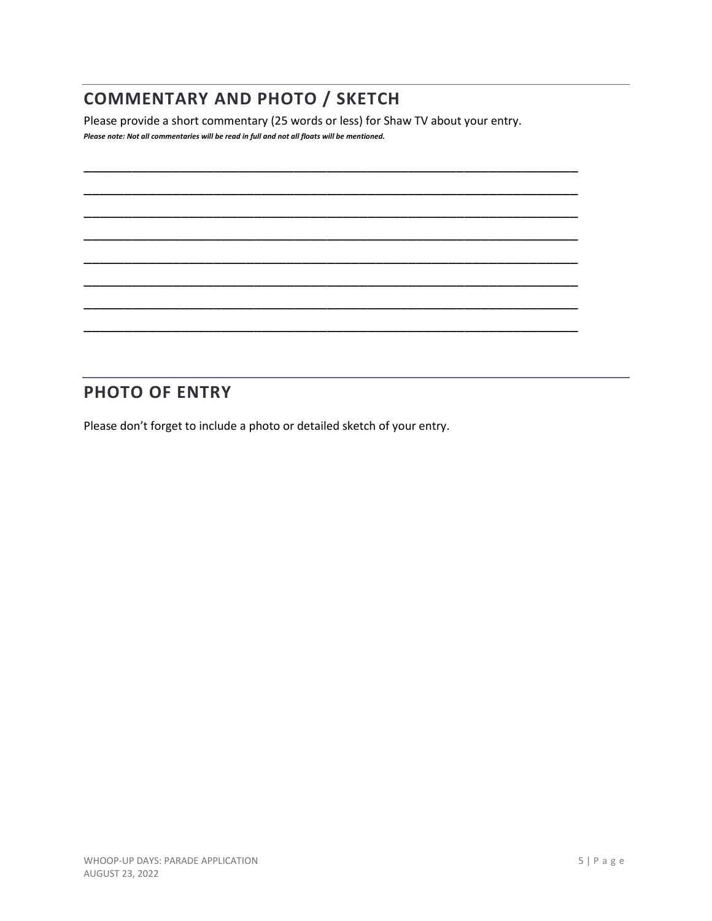## COMMENTARY AND PHOTO / SKETCH

Please provide a short commentary (25 words or less) for Shaw TV about your entry.

***Please note: Not all commentaries will be read in full and not all floats will be mentioned.***

\_\_\_\_\_\_\_\_\_\_\_\_\_\_\_\_\_\_\_\_\_\_\_\_\_\_\_\_\_\_\_\_\_\_\_\_\_\_\_\_\_\_\_\_\_\_\_\_\_\_\_\_\_\_\_\_\_\_\_\_\_\_\_\_\_\_\_\_\_\_\_\_

\_\_\_\_\_\_\_\_\_\_\_\_\_\_\_\_\_\_\_\_\_\_\_\_\_\_\_\_\_\_\_\_\_\_\_\_\_\_\_\_\_\_\_\_\_\_\_\_\_\_\_\_\_\_\_\_\_\_\_\_\_\_\_\_\_\_\_\_\_\_\_\_

\_\_\_\_\_\_\_\_\_\_\_\_\_\_\_\_\_\_\_\_\_\_\_\_\_\_\_\_\_\_\_\_\_\_\_\_\_\_\_\_\_\_\_\_\_\_\_\_\_\_\_\_\_\_\_\_\_\_\_\_\_\_\_\_\_\_\_\_\_\_\_\_

\_\_\_\_\_\_\_\_\_\_\_\_\_\_\_\_\_\_\_\_\_\_\_\_\_\_\_\_\_\_\_\_\_\_\_\_\_\_\_\_\_\_\_\_\_\_\_\_\_\_\_\_\_\_\_\_\_\_\_\_\_\_\_\_\_\_\_\_\_\_\_\_

\_\_\_\_\_\_\_\_\_\_\_\_\_\_\_\_\_\_\_\_\_\_\_\_\_\_\_\_\_\_\_\_\_\_\_\_\_\_\_\_\_\_\_\_\_\_\_\_\_\_\_\_\_\_\_\_\_\_\_\_\_\_\_\_\_\_\_\_\_\_\_\_

\_\_\_\_\_\_\_\_\_\_\_\_\_\_\_\_\_\_\_\_\_\_\_\_\_\_\_\_\_\_\_\_\_\_\_\_\_\_\_\_\_\_\_\_\_\_\_\_\_\_\_\_\_\_\_\_\_\_\_\_\_\_\_\_\_\_\_\_\_\_\_\_

\_\_\_\_\_\_\_\_\_\_\_\_\_\_\_\_\_\_\_\_\_\_\_\_\_\_\_\_\_\_\_\_\_\_\_\_\_\_\_\_\_\_\_\_\_\_\_\_\_\_\_\_\_\_\_\_\_\_\_\_\_\_\_\_\_\_\_\_\_\_\_\_

\_\_\_\_\_\_\_\_\_\_\_\_\_\_\_\_\_\_\_\_\_\_\_\_\_\_\_\_\_\_\_\_\_\_\_\_\_\_\_\_\_\_\_\_\_\_\_\_\_\_\_\_\_\_\_\_\_\_\_\_\_\_\_\_\_\_\_\_\_\_\_\_

## PHOTO OF ENTRY

Please don't forget to include a photo or detailed sketch of your entry.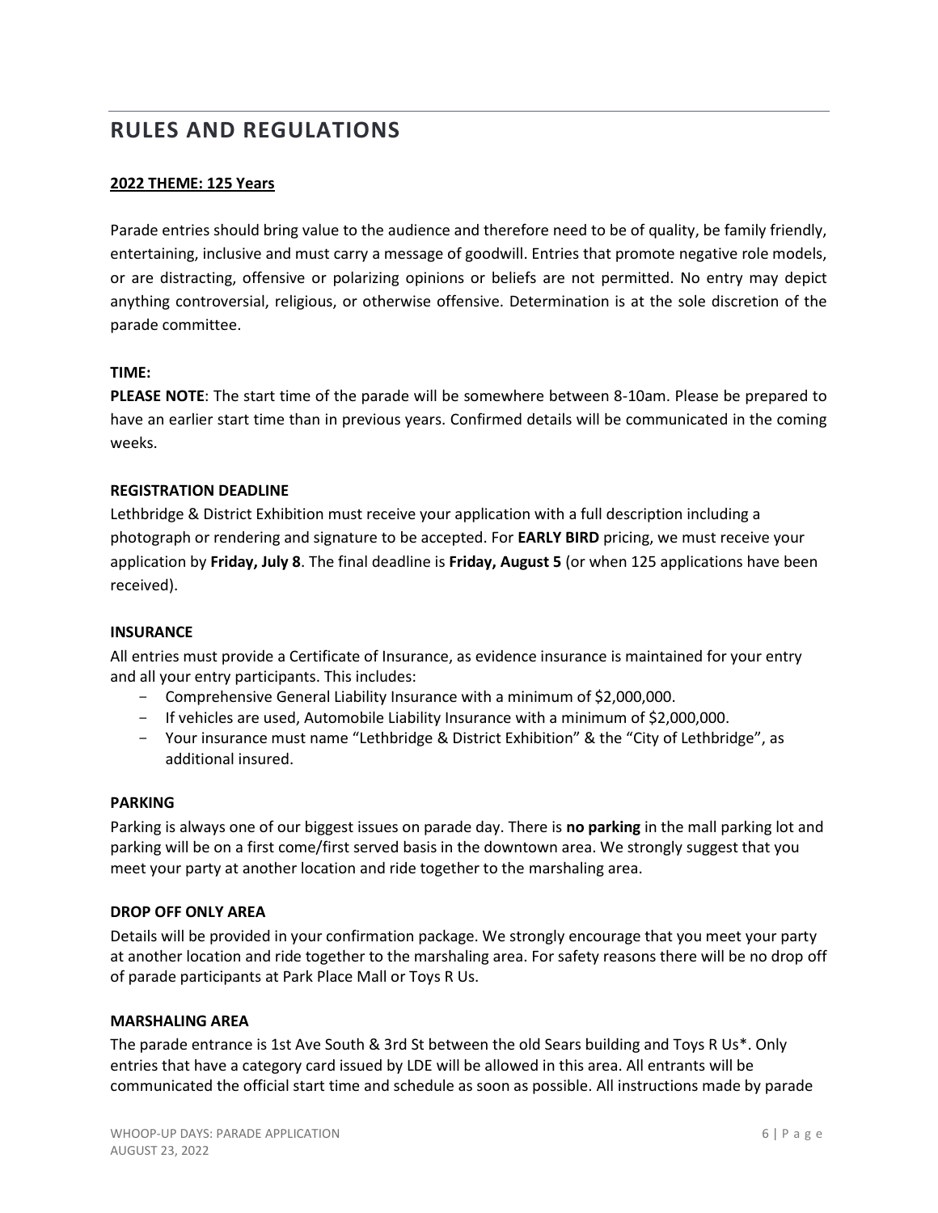# RULES AND REGULATIONS

**2022 THEME: 125 Years**

Parade entries should bring value to the audience and therefore need to be of quality, be family friendly, entertaining, inclusive and must carry a message of goodwill. Entries that promote negative role models, or are distracting, offensive or polarizing opinions or beliefs are not permitted. No entry may depict anything controversial, religious, or otherwise offensive. Determination is at the sole discretion of the parade committee.

**TIME:**

**PLEASE NOTE**: The start time of the parade will be somewhere between 8-10am. Please be prepared to have an earlier start time than in previous years. Confirmed details will be communicated in the coming weeks.

**REGISTRATION DEADLINE**

Lethbridge & District Exhibition must receive your application with a full description including a photograph or rendering and signature to be accepted. For **EARLY BIRD** pricing, we must receive your application by **Friday, July 8**. The final deadline is **Friday, August 5** (or when 125 applications have been received).

**INSURANCE**

All entries must provide a Certificate of Insurance, as evidence insurance is maintained for your entry and all your entry participants. This includes:

- Comprehensive General Liability Insurance with a minimum of $2,000,000.
- If vehicles are used, Automobile Liability Insurance with a minimum of $2,000,000.
- Your insurance must name "Lethbridge & District Exhibition" & the "City of Lethbridge", as additional insured.

**PARKING**

Parking is always one of our biggest issues on parade day. There is **no parking** in the mall parking lot and parking will be on a first come/first served basis in the downtown area. We strongly suggest that you meet your party at another location and ride together to the marshaling area.

**DROP OFF ONLY AREA**

Details will be provided in your confirmation package. We strongly encourage that you meet your party at another location and ride together to the marshaling area. For safety reasons there will be no drop off of parade participants at Park Place Mall or Toys R Us.

**MARSHALING AREA**

The parade entrance is 1st Ave South & 3rd St between the old Sears building and Toys R Us*. Only entries that have a category card issued by LDE will be allowed in this area. All entrants will be communicated the official start time and schedule as soon as possible. All instructions made by parade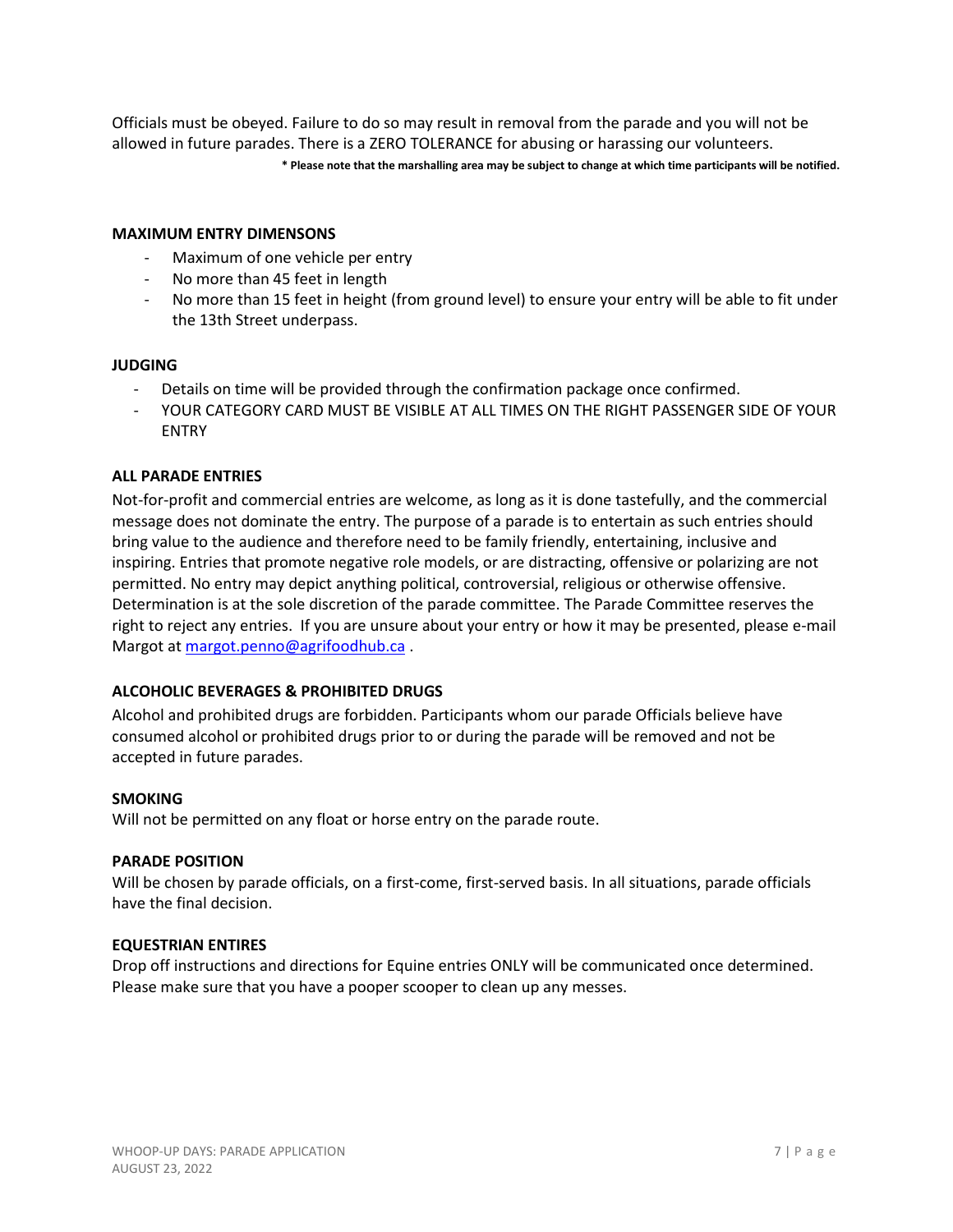Officials must be obeyed. Failure to do so may result in removal from the parade and you will not be allowed in future parades. There is a ZERO TOLERANCE for abusing or harassing our volunteers.

**\* Please note that the marshalling area may be subject to change at which time participants will be notified.**

### MAXIMUM ENTRY DIMENSONS

- Maximum of one vehicle per entry
- No more than 45 feet in length
- No more than 15 feet in height (from ground level) to ensure your entry will be able to fit under the 13th Street underpass.

### JUDGING

- Details on time will be provided through the confirmation package once confirmed.
- YOUR CATEGORY CARD MUST BE VISIBLE AT ALL TIMES ON THE RIGHT PASSENGER SIDE OF YOUR ENTRY

### ALL PARADE ENTRIES

Not-for-profit and commercial entries are welcome, as long as it is done tastefully, and the commercial message does not dominate the entry. The purpose of a parade is to entertain as such entries should bring value to the audience and therefore need to be family friendly, entertaining, inclusive and inspiring. Entries that promote negative role models, or are distracting, offensive or polarizing are not permitted. No entry may depict anything political, controversial, religious or otherwise offensive. Determination is at the sole discretion of the parade committee. The Parade Committee reserves the right to reject any entries. If you are unsure about your entry or how it may be presented, please e-mail Margot at [margot.penno@agrifoodhub.ca](mailto:margot.penno@agrifoodhub.ca) .

### ALCOHOLIC BEVERAGES & PROHIBITED DRUGS

Alcohol and prohibited drugs are forbidden. Participants whom our parade Officials believe have consumed alcohol or prohibited drugs prior to or during the parade will be removed and not be accepted in future parades.

### SMOKING

Will not be permitted on any float or horse entry on the parade route.

### PARADE POSITION

Will be chosen by parade officials, on a first-come, first-served basis. In all situations, parade officials have the final decision.

### EQUESTRIAN ENTIRES

Drop off instructions and directions for Equine entries ONLY will be communicated once determined. Please make sure that you have a pooper scooper to clean up any messes.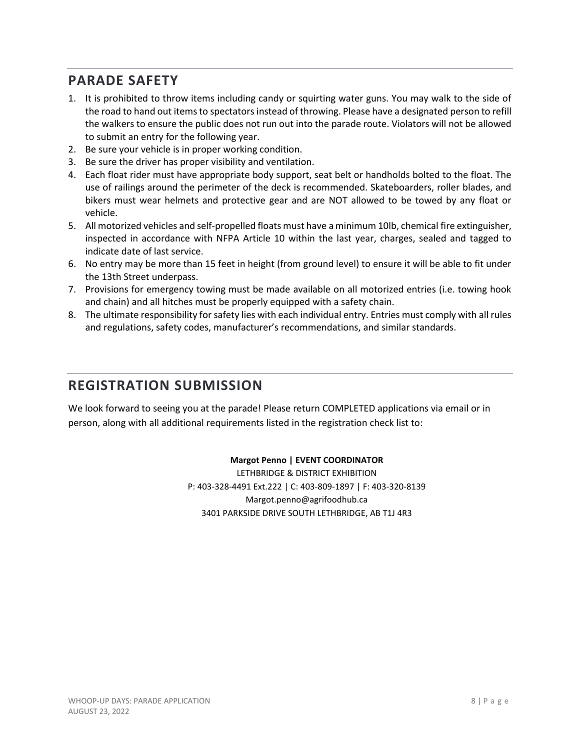## PARADE SAFETY

1. It is prohibited to throw items including candy or squirting water guns. You may walk to the side of the road to hand out items to spectators instead of throwing. Please have a designated person to refill the walkers to ensure the public does not run out into the parade route. Violators will not be allowed to submit an entry for the following year.
2. Be sure your vehicle is in proper working condition.
3. Be sure the driver has proper visibility and ventilation.
4. Each float rider must have appropriate body support, seat belt or handholds bolted to the float. The use of railings around the perimeter of the deck is recommended. Skateboarders, roller blades, and bikers must wear helmets and protective gear and are NOT allowed to be towed by any float or vehicle.
5. All motorized vehicles and self-propelled floats must have a minimum 10lb, chemical fire extinguisher, inspected in accordance with NFPA Article 10 within the last year, charges, sealed and tagged to indicate date of last service.
6. No entry may be more than 15 feet in height (from ground level) to ensure it will be able to fit under the 13th Street underpass.
7. Provisions for emergency towing must be made available on all motorized entries (i.e. towing hook and chain) and all hitches must be properly equipped with a safety chain.
8. The ultimate responsibility for safety lies with each individual entry. Entries must comply with all rules and regulations, safety codes, manufacturer's recommendations, and similar standards.

## REGISTRATION SUBMISSION

We look forward to seeing you at the parade! Please return COMPLETED applications via email or in person, along with all additional requirements listed in the registration check list to:

**Margot Penno | EVENT COORDINATOR**
LETHBRIDGE & DISTRICT EXHIBITION
P: 403-328-4491 Ext.222 | C: 403-809-1897 | F: 403-320-8139
Margot.penno@agrifoodhub.ca
3401 PARKSIDE DRIVE SOUTH LETHBRIDGE, AB T1J 4R3